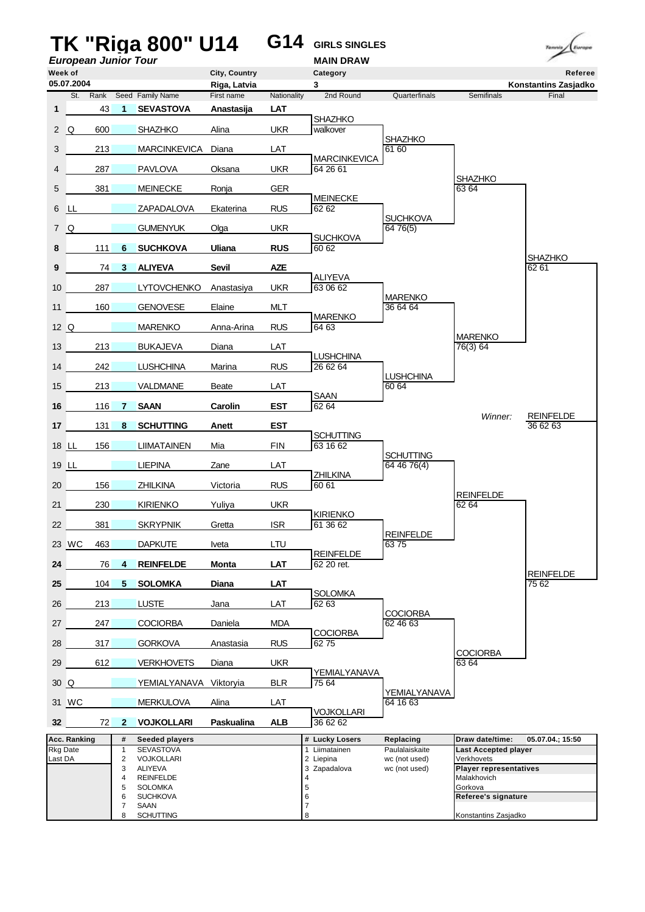# TK "Riga 800" U14 — G14 GIRLS SINGLES

*European Junior Tour*

**MAIN DRAW**

| Week of | City, Country | Category | Referee |
|---|---|---|---|
| 05.07.2004 | Riga, Latvia | 3 | Konstantins Zasjadko |

| # | St. | Rank | Seed | Family Name | First name | Nationality | 2nd Round | Quarterfinals | Semifinals | Final |
|---|---|---|---|---|---|---|---|---|---|---|
| **1** | | 43 | **1** | **SEVASTOVA** | **Anastasija** | **LAT** | | | | |
| 2 | Q | 600 | | SHAZHKO | Alina | UKR | SHAZHKO walkover | | | |
| 3 | | 213 | | MARCINKEVICA | Diana | LAT | | SHAZHKO 61 60 | | |
| 4 | | 287 | | PAVLOVA | Oksana | UKR | MARCINKEVICA 64 26 61 | | | |
| 5 | | 381 | | MEINECKE | Ronja | GER | | | SHAZHKO 63 64 | |
| 6 | LL | | | ZAPADALOVA | Ekaterina | RUS | MEINECKE 62 62 | | | |
| 7 | Q | | | GUMENYUK | Olga | UKR | | SUCHKOVA 64 76(5) | | |
| **8** | | 111 | **6** | **SUCHKOVA** | **Uliana** | **RUS** | SUCHKOVA 60 62 | | | |
| **9** | | 74 | **3** | **ALIYEVA** | **Sevil** | **AZE** | | | | SHAZHKO 62 61 |
| 10 | | 287 | | LYTOVCHENKO | Anastasiya | UKR | ALIYEVA 63 06 62 | | | |
| 11 | | 160 | | GENOVESE | Elaine | MLT | | MARENKO 36 64 64 | | |
| 12 | Q | | | MARENKO | Anna-Arina | RUS | MARENKO 64 63 | | | |
| 13 | | 213 | | BUKAJEVA | Diana | LAT | | | MARENKO 76(3) 64 | |
| 14 | | 242 | | LUSHCHINA | Marina | RUS | LUSHCHINA 26 62 64 | | | |
| 15 | | 213 | | VALDMANE | Beate | LAT | | LUSHCHINA 60 64 | | |
| **16** | | 116 | **7** | **SAAN** | **Carolin** | **EST** | SAAN 62 64 | | | |
| **17** | | 131 | **8** | **SCHUTTING** | **Anett** | **EST** | | | *Winner:* | REINFELDE 36 62 63 |
| 18 | LL | 156 | | LIIMATAINEN | Mia | FIN | SCHUTTING 63 16 62 | | | |
| 19 | LL | | | LIEPINA | Zane | LAT | | SCHUTTING 64 46 76(4) | | |
| 20 | | 156 | | ZHILKINA | Victoria | RUS | ZHILKINA 60 61 | | | |
| 21 | | 230 | | KIRIENKO | Yuliya | UKR | | | REINFELDE 62 64 | |
| 22 | | 381 | | SKRYPNIK | Gretta | ISR | KIRIENKO 61 36 62 | | | |
| 23 | WC | 463 | | DAPKUTE | Iveta | LTU | | REINFELDE 63 75 | | |
| **24** | | 76 | **4** | **REINFELDE** | **Monta** | **LAT** | REINFELDE 62 20 ret. | | | |
| **25** | | 104 | **5** | **SOLOMKA** | **Diana** | **LAT** | | | | REINFELDE 75 62 |
| 26 | | 213 | | LUSTE | Jana | LAT | SOLOMKA 62 63 | | | |
| 27 | | 247 | | COCIORBA | Daniela | MDA | | COCIORBA 62 46 63 | | |
| 28 | | 317 | | GORKOVA | Anastasia | RUS | COCIORBA 62 75 | | | |
| 29 | | 612 | | VERKHOVETS | Diana | UKR | | | COCIORBA 63 64 | |
| 30 | Q | | | YEMIALYANAVA | Viktoryia | BLR | YEMIALYANAVA 75 64 | | | |
| 31 | WC | | | MERKULOVA | Alina | LAT | | YEMIALYANAVA 64 16 63 | | |
| **32** | | 72 | **2** | **VOJKOLLARI** | **Paskualina** | **ALB** | VOJKOLLARI 36 62 62 | | | |

| Acc. Ranking | # | Seeded players | # | Lucky Losers | Replacing | Draw date/time: 05.07.04.; 15:50 |
|---|---|---|---|---|---|---|
| Rkg Date | 1 | SEVASTOVA | 1 | Liimatainen | Paulalaiskaite | **Last Accepted player** |
| Last DA | 2 | VOJKOLLARI | 2 | Liepina | wc (not used) | Verkhovets |
| | 3 | ALIYEVA | 3 | Zapadalova | wc (not used) | **Player representatives** |
| | 4 | REINFELDE | 4 | | | Malakhovich |
| | 5 | SOLOMKA | 5 | | | Gorkova |
| | 6 | SUCHKOVA | 6 | | | **Referee's signature** |
| | 7 | SAAN | 7 | | | |
| | 8 | SCHUTTING | 8 | | | Konstantins Zasjadko |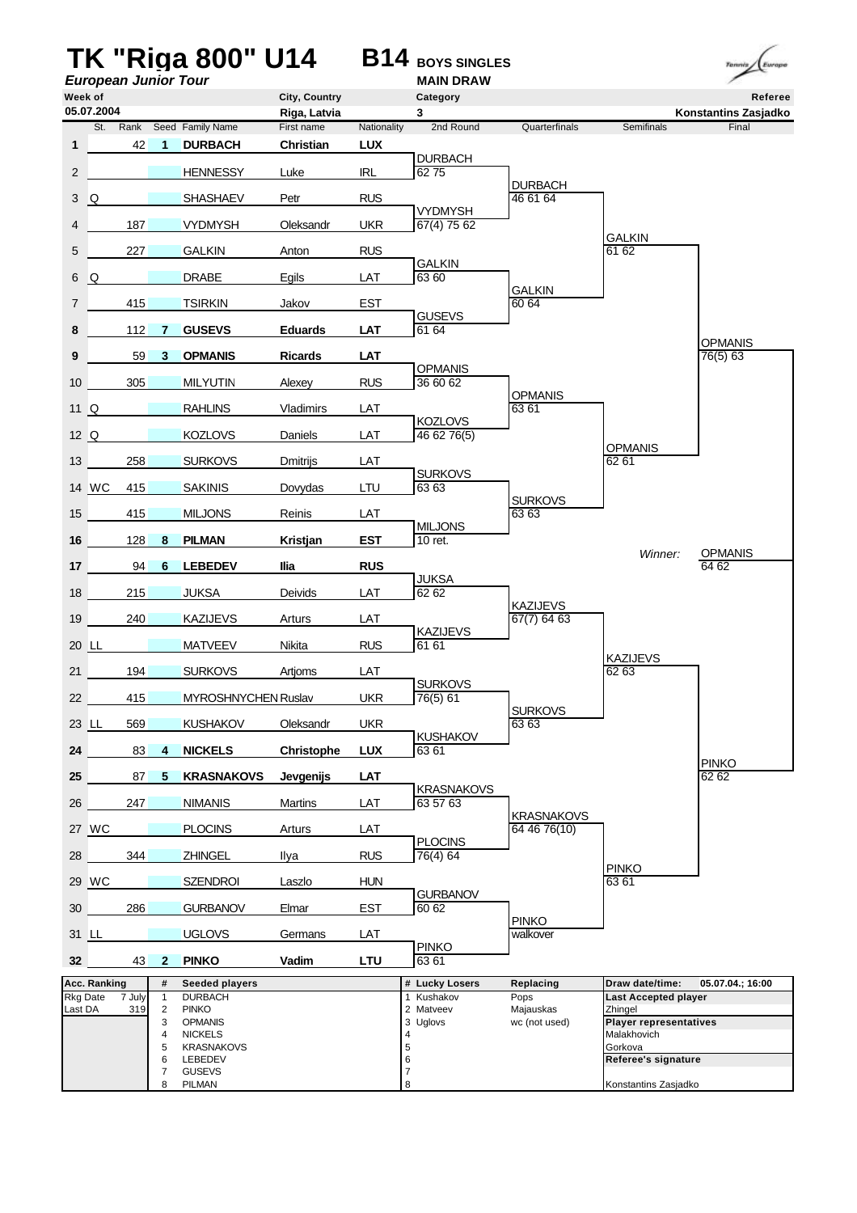# TK "Riga 800" U14

## B14 BOYS SINGLES

**European Junior Tour**

**MAIN DRAW**

| Week of | City, Country | Category | Referee |
|---|---|---|---|
| 05.07.2004 | Riga, Latvia | 3 | Konstantins Zasjadko |

| # | St. | Rank | Seed | Family Name | First name | Nationality | 2nd Round | Quarterfinals | Semifinals | Final |
|---|---|---|---|---|---|---|---|---|---|---|
| 1 | | 42 | 1 | **DURBACH** | **Christian** | **LUX** | | | | |
| | | | | | | | DURBACH 62 75 | | | |
| 2 | | | | HENNESSY | Luke | IRL | | | | |
| | | | | | | | | DURBACH 46 61 64 | | |
| 3 | Q | | | SHASHAEV | Petr | RUS | | | | |
| | | | | | | | VYDMYSH 67(4) 75 62 | | | |
| 4 | | 187 | | VYDMYSH | Oleksandr | UKR | | | | |
| | | | | | | | | | GALKIN 61 62 | |
| 5 | | 227 | | GALKIN | Anton | RUS | | | | |
| | | | | | | | GALKIN 63 60 | | | |
| 6 | Q | | | DRABE | Egils | LAT | | | | |
| | | | | | | | | GALKIN 60 64 | | |
| 7 | | 415 | | TSIRKIN | Jakov | EST | | | | |
| | | | | | | | GUSEVS 61 64 | | | |
| 8 | | 112 | 7 | **GUSEVS** | **Eduards** | **LAT** | | | | |
| | | | | | | | | | | OPMANIS 76(5) 63 |
| 9 | | 59 | 3 | **OPMANIS** | **Ricards** | **LAT** | | | | |
| | | | | | | | OPMANIS 36 60 62 | | | |
| 10 | | 305 | | MILYUTIN | Alexey | RUS | | | | |
| | | | | | | | | OPMANIS 63 61 | | |
| 11 | Q | | | RAHLINS | Vladimirs | LAT | | | | |
| | | | | | | | KOZLOVS 46 62 76(5) | | | |
| 12 | Q | | | KOZLOVS | Daniels | LAT | | | | |
| | | | | | | | | | OPMANIS 62 61 | |
| 13 | | 258 | | SURKOVS | Dmitrijs | LAT | | | | |
| | | | | | | | SURKOVS 63 63 | | | |
| 14 | WC | 415 | | SAKINIS | Dovydas | LTU | | | | |
| | | | | | | | | SURKOVS 63 63 | | |
| 15 | | 415 | | MILJONS | Reinis | LAT | | | | |
| | | | | | | | MILJONS 10 ret. | | | |
| 16 | | 128 | 8 | **PILMAN** | **Kristjan** | **EST** | | | | |
| | | | | | | | | | *Winner:* | OPMANIS 64 62 |
| 17 | | 94 | 6 | **LEBEDEV** | **Ilia** | **RUS** | | | | |
| | | | | | | | JUKSA 62 62 | | | |
| 18 | | 215 | | JUKSA | Deivids | LAT | | | | |
| | | | | | | | | KAZIJEVS 67(7) 64 63 | | |
| 19 | | 240 | | KAZIJEVS | Arturs | LAT | | | | |
| | | | | | | | KAZIJEVS 61 61 | | | |
| 20 | LL | | | MATVEEV | Nikita | RUS | | | | |
| | | | | | | | | | KAZIJEVS 62 63 | |
| 21 | | 194 | | SURKOVS | Artjoms | LAT | | | | |
| | | | | | | | SURKOVS 76(5) 61 | | | |
| 22 | | 415 | | MYROSHNYCHEN | Ruslav | UKR | | | | |
| | | | | | | | | SURKOVS 63 63 | | |
| 23 | LL | 569 | | KUSHAKOV | Oleksandr | UKR | | | | |
| | | | | | | | KUSHAKOV 63 61 | | | |
| 24 | | 83 | 4 | **NICKELS** | **Christophe** | **LUX** | | | | |
| | | | | | | | | | | PINKO 62 62 |
| 25 | | 87 | 5 | **KRASNAKOVS** | **Jevgenijs** | **LAT** | | | | |
| | | | | | | | KRASNAKOVS 63 57 63 | | | |
| 26 | | 247 | | NIMANIS | Martins | LAT | | | | |
| | | | | | | | | KRASNAKOVS 64 46 76(10) | | |
| 27 | WC | | | PLOCINS | Arturs | LAT | | | | |
| | | | | | | | PLOCINS 76(4) 64 | | | |
| 28 | | 344 | | ZHINGEL | Ilya | RUS | | | | |
| | | | | | | | | | PINKO 63 61 | |
| 29 | WC | | | SZENDROI | Laszlo | HUN | | | | |
| | | | | | | | GURBANOV 60 62 | | | |
| 30 | | 286 | | GURBANOV | Elmar | EST | | | | |
| | | | | | | | | PINKO walkover | | |
| 31 | LL | | | UGLOVS | Germans | LAT | | | | |
| | | | | | | | PINKO 63 61 | | | |
| 32 | | 43 | 2 | **PINKO** | **Vadim** | **LTU** | | | | |

| Acc. Ranking | | # | Seeded players | # | Lucky Losers | Replacing | Draw date/time: 05.07.04.; 16:00 |
|---|---|---|---|---|---|---|---|
| Rkg Date | 7 July | 1 | DURBACH | 1 | Kushakov | Pops | **Last Accepted player** |
| Last DA | 319 | 2 | PINKO | 2 | Matveev | Majauskas | Zhingel |
| | | 3 | OPMANIS | 3 | Uglovs | wc (not used) | **Player representatives** |
| | | 4 | NICKELS | 4 | | | Malakhovich |
| | | 5 | KRASNAKOVS | 5 | | | Gorkova |
| | | 6 | LEBEDEV | 6 | | | **Referee's signature** |
| | | 7 | GUSEVS | 7 | | | |
| | | 8 | PILMAN | 8 | | | Konstantins Zasjadko |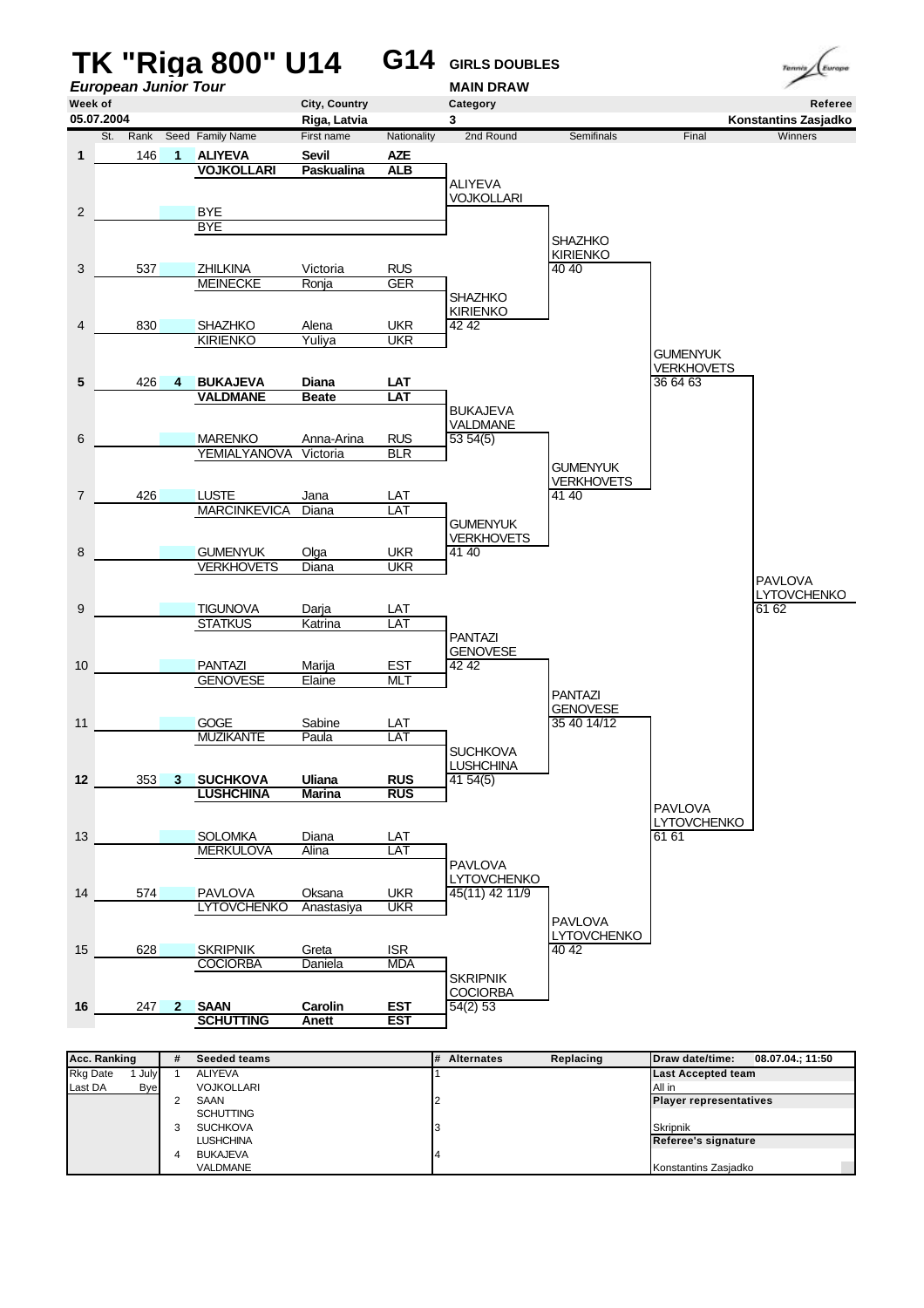# TK "Riga 800" U14

*European Junior Tour*

**G14** **GIRLS DOUBLES**

**MAIN DRAW**

| Week of | City, Country | Category | Referee |
|---|---|---|---|
| 05.07.2004 | Riga, Latvia | 3 | Konstantins Zasjadko |

| # | St. | Rank | Seed | Family Name | First name | Nationality |
|---|---|---|---|---|---|---|
| **1** | | 146 | **1** | **ALIYEVA** | **Sevil** | **AZE** |
| | | | | **VOJKOLLARI** | **Paskualina** | **ALB** |
| 2 | | | | BYE | | |
| | | | | BYE | | |
| 3 | | 537 | | ZHILKINA | Victoria | RUS |
| | | | | MEINECKE | Ronja | GER |
| 4 | | 830 | | SHAZHKO | Alena | UKR |
| | | | | KIRIENKO | Yuliya | UKR |
| **5** | | 426 | **4** | **BUKAJEVA** | **Diana** | **LAT** |
| | | | | **VALDMANE** | **Beate** | **LAT** |
| 6 | | | | MARENKO | Anna-Arina | RUS |
| | | | | YEMIALYANOVA | Victoria | BLR |
| 7 | | 426 | | LUSTE | Jana | LAT |
| | | | | MARCINKEVICA | Diana | LAT |
| 8 | | | | GUMENYUK | Olga | UKR |
| | | | | VERKHOVETS | Diana | UKR |
| 9 | | | | TIGUNOVA | Darja | LAT |
| | | | | STATKUS | Katrina | LAT |
| 10 | | | | PANTAZI | Marija | EST |
| | | | | GENOVESE | Elaine | MLT |
| 11 | | | | GOGE | Sabine | LAT |
| | | | | MUZIKANTE | Paula | LAT |
| **12** | | 353 | **3** | **SUCHKOVA** | **Uliana** | **RUS** |
| | | | | **LUSHCHINA** | **Marina** | **RUS** |
| 13 | | | | SOLOMKA | Diana | LAT |
| | | | | MERKULOVA | Alina | LAT |
| 14 | | 574 | | PAVLOVA | Oksana | UKR |
| | | | | LYTOVCHENKO | Anastasiya | UKR |
| 15 | | 628 | | SKRIPNIK | Greta | ISR |
| | | | | COCIORBA | Daniela | MDA |
| **16** | | 247 | **2** | **SAAN** | **Carolin** | **EST** |
| | | | | **SCHUTTING** | **Anett** | **EST** |

**2nd Round**

- ALIYEVA / VOJKOLLARI
- SHAZHKO / KIRIENKO 42 42
- BUKAJEVA / VALDMANE 53 54(5)
- GUMENYUK / VERKHOVETS 41 40
- PANTAZI / GENOVESE 42 42
- SUCHKOVA / LUSHCHINA 41 54(5)
- PAVLOVA / LYTOVCHENKO 45(11) 42 11/9
- SKRIPNIK / COCIORBA 54(2) 53

**Semifinals**

- SHAZHKO / KIRIENKO 40 40
- GUMENYUK / VERKHOVETS 41 40
- PANTAZI / GENOVESE 35 40 14/12
- PAVLOVA / LYTOVCHENKO 40 42

**Final**

- GUMENYUK / VERKHOVETS 36 64 63
- PAVLOVA / LYTOVCHENKO 61 61

**Winners**

- PAVLOVA / LYTOVCHENKO 61 62

| Acc. Ranking | | # | Seeded teams | # | Alternates | Replacing | Draw date/time: 08.07.04.; 11:50 |
|---|---|---|---|---|---|---|---|
| Rkg Date | 1 July | 1 | ALIYEVA | 1 | | | **Last Accepted team** |
| Last DA | Bye | | VOJKOLLARI | | | | All in |
| | | 2 | SAAN | 2 | | | **Player representatives** |
| | | | SCHUTTING | | | | |
| | | 3 | SUCHKOVA | 3 | | | Skripnik |
| | | | LUSHCHINA | | | | **Referee's signature** |
| | | 4 | BUKAJEVA | 4 | | | |
| | | | VALDMANE | | | | Konstantins Zasjadko |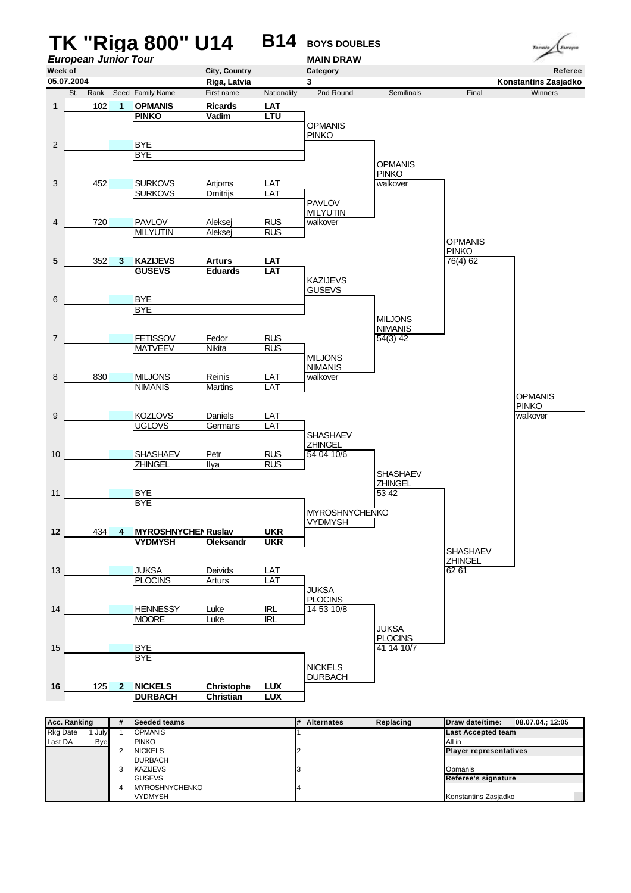# TK "Riga 800" U14 — B14 BOYS DOUBLES

*European Junior Tour* — MAIN DRAW

| Week of | City, Country | Category | Referee |
|---|---|---|---|
| 05.07.2004 | Riga, Latvia | 3 | Konstantins Zasjadko |

| # | St. | Rank | Seed | Family Name | First name | Nationality |
|---|---|---|---|---|---|---|
| 1 | | 102 | 1 | **OPMANIS** | **Ricards** | **LAT** |
| | | | | **PINKO** | **Vadim** | **LTU** |
| 2 | | | | BYE | | |
| | | | | BYE | | |
| 3 | | 452 | | SURKOVS | Artjoms | LAT |
| | | | | SURKOVS | Dmitrijs | LAT |
| 4 | | 720 | | PAVLOV | Aleksej | RUS |
| | | | | MILYUTIN | Aleksej | RUS |
| 5 | | 352 | 3 | **KAZIJEVS** | **Arturs** | **LAT** |
| | | | | **GUSEVS** | **Eduards** | **LAT** |
| 6 | | | | BYE | | |
| | | | | BYE | | |
| 7 | | | | FETISSOV | Fedor | RUS |
| | | | | MATVEEV | Nikita | RUS |
| 8 | | 830 | | MILJONS | Reinis | LAT |
| | | | | NIMANIS | Martins | LAT |
| 9 | | | | KOZLOVS | Daniels | LAT |
| | | | | UGLOVS | Germans | LAT |
| 10 | | | | SHASHAEV | Petr | RUS |
| | | | | ZHINGEL | Ilya | RUS |
| 11 | | | | BYE | | |
| | | | | BYE | | |
| 12 | | 434 | 4 | **MYROSHNYCHEN** | **Ruslav** | **UKR** |
| | | | | **VYDMYSH** | **Oleksandr** | **UKR** |
| 13 | | | | JUKSA | Deivids | LAT |
| | | | | PLOCINS | Arturs | LAT |
| 14 | | | | HENNESSY | Luke | IRL |
| | | | | MOORE | Luke | IRL |
| 15 | | | | BYE | | |
| | | | | BYE | | |
| 16 | | 125 | 2 | **NICKELS** | **Christophe** | **LUX** |
| | | | | **DURBACH** | **Christian** | **LUX** |

## 2nd Round

- OPMANIS / PINKO
- PAVLOV / MILYUTIN — walkover
- KAZIJEVS / GUSEVS
- MILJONS / NIMANIS — walkover
- SHASHAEV / ZHINGEL — 54 04 10/6
- MYROSHNYCHENKO / VYDMYSH
- JUKSA / PLOCINS — 14 53 10/8
- NICKELS / DURBACH

## Semifinals

- OPMANIS / PINKO — walkover
- MILJONS / NIMANIS — 54(3) 42
- SHASHAEV / ZHINGEL — 53 42
- JUKSA / PLOCINS — 41 14 10/7

## Final

- OPMANIS / PINKO — 76(4) 62
- SHASHAEV / ZHINGEL — 62 61

## Winners

- OPMANIS / PINKO — walkover

| Acc. Ranking | | # | Seeded teams | # | Alternates | Replacing | Draw date/time: 08.07.04.; 12:05 |
|---|---|---|---|---|---|---|---|
| Rkg Date | 1 July | 1 | OPMANIS | 1 | | | **Last Accepted team** |
| Last DA | Bye | | PINKO | | | | All in |
| | | 2 | NICKELS | 2 | | | **Player representatives** |
| | | | DURBACH | | | | |
| | | 3 | KAZIJEVS | 3 | | | Opmanis |
| | | | GUSEVS | | | | **Referee's signature** |
| | | 4 | MYROSHNYCHENKO | 4 | | | |
| | | | VYDMYSH | | | | Konstantins Zasjadko |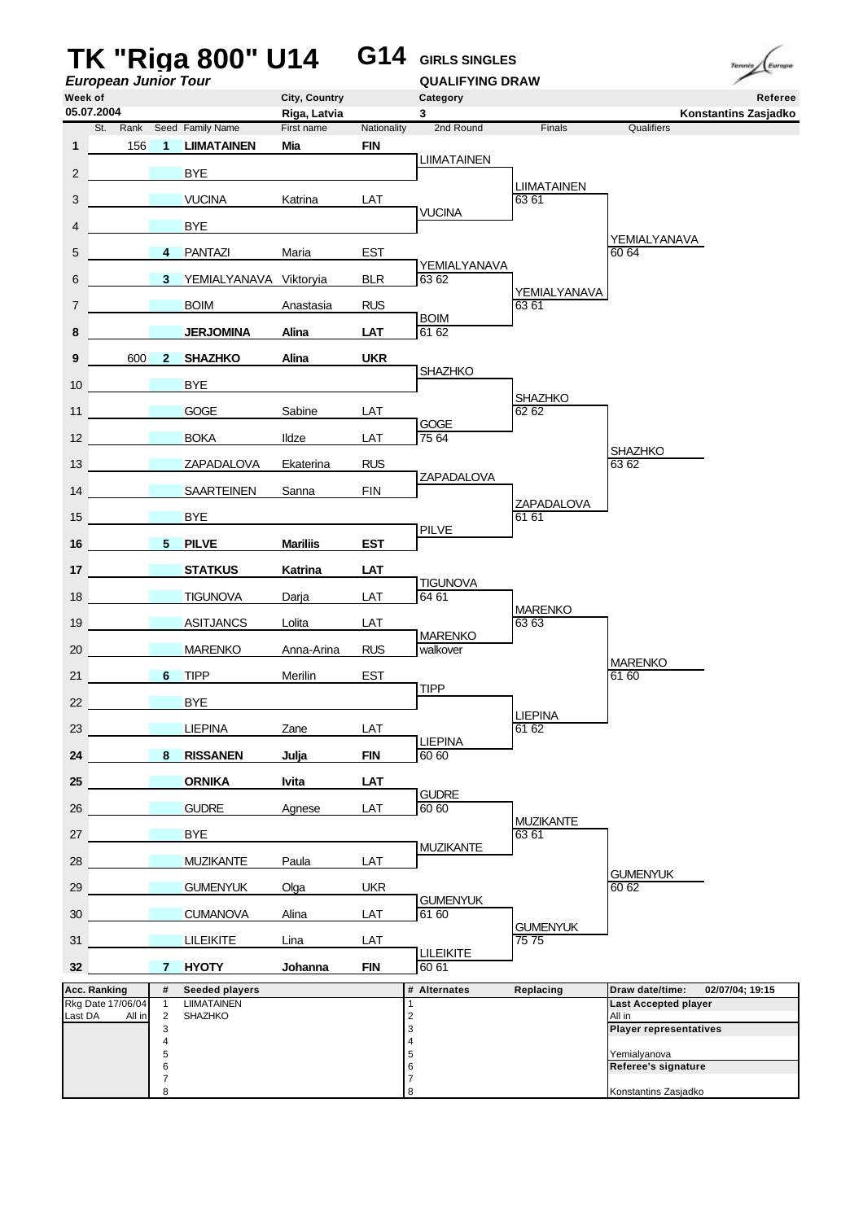# TK "Riga 800" U14 — G14 GIRLS SINGLES

*European Junior Tour* — QUALIFYING DRAW

| Week of | City, Country | Category | Referee |
|---|---|---|---|
| 05.07.2004 | Riga, Latvia | 3 | Konstantins Zasjadko |

| # | St. | Rank | Seed | Family Name | First name | Nationality | 2nd Round | Finals | Qualifiers |
|---|---|---|---|---|---|---|---|---|---|
| 1 | | 156 | 1 | **LIIMATAINEN** | **Mia** | **FIN** | LIIMATAINEN | | |
| 2 | | | | BYE | | | | LIIMATAINEN | |
| 3 | | | | VUCINA | Katrina | LAT | VUCINA | 63 61 | |
| 4 | | | | BYE | | | | | YEMIALYANAVA |
| 5 | | | 4 | PANTAZI | Maria | EST | YEMIALYANAVA | | 60 64 |
| 6 | | | 3 | YEMIALYANAVA | Viktoryia | BLR | 63 62 | YEMIALYANAVA | |
| 7 | | | | BOIM | Anastasia | RUS | BOIM | 63 61 | |
| 8 | | | | **JERJOMINA** | **Alina** | **LAT** | 61 62 | | |
| 9 | | 600 | 2 | **SHAZHKO** | **Alina** | **UKR** | SHAZHKO | | |
| 10 | | | | BYE | | | | SHAZHKO | |
| 11 | | | | GOGE | Sabine | LAT | GOGE | 62 62 | |
| 12 | | | | BOKA | Ildze | LAT | 75 64 | | SHAZHKO |
| 13 | | | | ZAPADALOVA | Ekaterina | RUS | ZAPADALOVA | | 63 62 |
| 14 | | | | SAARTEINEN | Sanna | FIN | | ZAPADALOVA | |
| 15 | | | | BYE | | | PILVE | 61 61 | |
| 16 | | | 5 | **PILVE** | **Mariliis** | **EST** | | | |
| 17 | | | | **STATKUS** | **Katrina** | **LAT** | TIGUNOVA | | |
| 18 | | | | TIGUNOVA | Darja | LAT | 64 61 | MARENKO | |
| 19 | | | | ASITJANCS | Lolita | LAT | MARENKO | 63 63 | |
| 20 | | | | MARENKO | Anna-Arina | RUS | walkover | | MARENKO |
| 21 | | | 6 | TIPP | Merilin | EST | TIPP | | 61 60 |
| 22 | | | | BYE | | | | LIEPINA | |
| 23 | | | | LIEPINA | Zane | LAT | LIEPINA | 61 62 | |
| 24 | | | 8 | **RISSANEN** | **Julja** | **FIN** | 60 60 | | |
| 25 | | | | **ORNIKA** | **Ivita** | **LAT** | GUDRE | | |
| 26 | | | | GUDRE | Agnese | LAT | 60 60 | MUZIKANTE | |
| 27 | | | | BYE | | | MUZIKANTE | 63 61 | |
| 28 | | | | MUZIKANTE | Paula | LAT | | | GUMENYUK |
| 29 | | | | GUMENYUK | Olga | UKR | GUMENYUK | | 60 62 |
| 30 | | | | CUMANOVA | Alina | LAT | 61 60 | GUMENYUK | |
| 31 | | | | LILEIKITE | Lina | LAT | LILEIKITE | 75 75 | |
| 32 | | | 7 | **HYOTY** | **Johanna** | **FIN** | 60 61 | | |

| Acc. Ranking | # | Seeded players | # | Alternates | Replacing | Draw date/time: 02/07/04; 19:15 |
|---|---|---|---|---|---|---|
| Rkg Date 17/06/04 | 1 | LIIMATAINEN | 1 | | | **Last Accepted player** |
| Last DA: All in | 2 | SHAZHKO | 2 | | | All in |
| | 3 | | 3 | | | **Player representatives** |
| | 4 | | 4 | | | |
| | 5 | | 5 | | | Yemialyanova |
| | 6 | | 6 | | | **Referee's signature** |
| | 7 | | 7 | | | |
| | 8 | | 8 | | | Konstantins Zasjadko |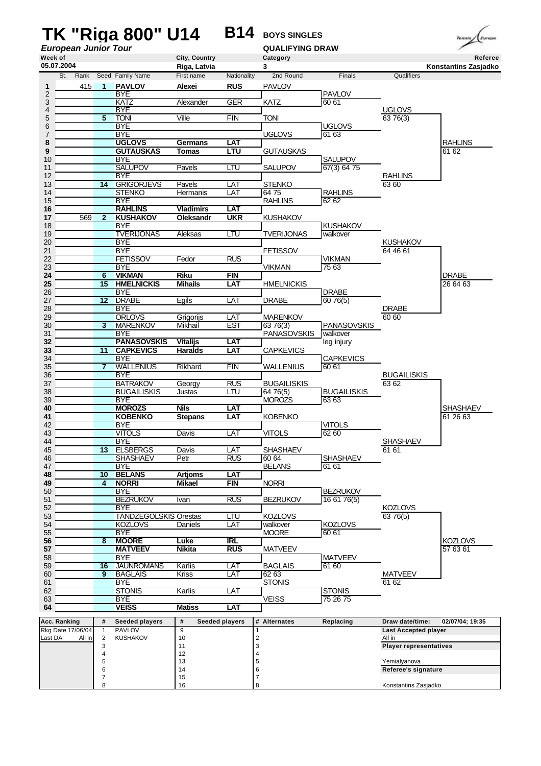# TK "Riga 800" U14 B14 BOYS SINGLES

*European Junior Tour*

QUALIFYING DRAW

| Week of | City, Country | Category | Referee |
|---|---|---|---|
| 05.07.2004 | Riga, Latvia | 3 | Konstantins Zasjadko |

| # | St. | Rank | Seed | Family Name | First name | Nationality | 2nd Round | Finals | Qualifiers |
|---|---|---|---|---|---|---|---|---|---|
| 1 | | 415 | 1 | **PAVLOV** | **Alexei** | **RUS** | PAVLOV | | |
| 2 | | | | BYE | | | | PAVLOV | |
| 3 | | | | KATZ | Alexander | GER | KATZ | 60 61 | |
| 4 | | | | BYE | | | | | UGLOVS |
| 5 | | | 5 | TONI | Ville | FIN | TONI | | 63 76(3) |
| 6 | | | | BYE | | | | UGLOVS | |
| 7 | | | | BYE | | | UGLOVS | 61 63 | |
| 8 | | | | **UGLOVS** | **Germans** | **LAT** | | | RAHLINS |
| 9 | | | | **GUTAUSKAS** | **Tomas** | **LTU** | GUTAUSKAS | | 61 62 |
| 10 | | | | BYE | | | | SALUPOV | |
| 11 | | | | SALUPOV | Pavels | LTU | SALUPOV | 67(3) 64 75 | |
| 12 | | | | BYE | | | | | RAHLINS |
| 13 | | | 14 | GRIGORJEVS | Pavels | LAT | STENKO | | 63 60 |
| 14 | | | | STENKO | Hermanis | LAT | 64 75 | RAHLINS | |
| 15 | | | | BYE | | | RAHLINS | 62 62 | |
| 16 | | | | **RAHLINS** | **Vladimirs** | **LAT** | | | |
| 17 | | 569 | 2 | **KUSHAKOV** | **Oleksandr** | **UKR** | KUSHAKOV | | |
| 18 | | | | BYE | | | | KUSHAKOV | |
| 19 | | | | TVERIJONAS | Aleksas | LTU | TVERIJONAS | walkover | |
| 20 | | | | BYE | | | | | KUSHAKOV |
| 21 | | | | BYE | | | FETISSOV | | 64 46 61 |
| 22 | | | | FETISSOV | Fedor | RUS | | VIKMAN | |
| 23 | | | | BYE | | | VIKMAN | 75 63 | |
| 24 | | | 6 | **VIKMAN** | **Riku** | **FIN** | | | DRABE |
| 25 | | | 15 | **HMELNICKIS** | **Mihails** | **LAT** | HMELNICKIS | | 26 64 63 |
| 26 | | | | BYE | | | | DRABE | |
| 27 | | | 12 | DRABE | Egils | LAT | DRABE | 60 76(5) | |
| 28 | | | | BYE | | | | | DRABE |
| 29 | | | | ORLOVS | Grigorijs | LAT | MARENKOV | | 60 60 |
| 30 | | | 3 | MARENKOV | Mikhail | EST | 63 76(3) | PANASOVSKIS | |
| 31 | | | | BYE | | | PANASOVSKIS | walkover | |
| 32 | | | | **PANASOVSKIS** | **Vitalijs** | **LAT** | | leg injury | |
| 33 | | | 11 | **CAPKEVICS** | **Haralds** | **LAT** | CAPKEVICS | | |
| 34 | | | | BYE | | | | CAPKEVICS | |
| 35 | | | 7 | WALLENIUS | Rikhard | FIN | WALLENIUS | 60 61 | |
| 36 | | | | BYE | | | | | BUGAILISKIS |
| 37 | | | | BATRAKOV | Georgy | RUS | BUGAILISKIS | | 63 62 |
| 38 | | | | BUGAILISKIS | Justas | LTU | 64 76(5) | BUGAILISKIS | |
| 39 | | | | BYE | | | MOROZS | 63 63 | |
| 40 | | | | **MOROZS** | **Nils** | **LAT** | | | SHASHAEV |
| 41 | | | | **KOBENKO** | **Stepans** | **LAT** | KOBENKO | | 61 26 63 |
| 42 | | | | BYE | | | | VITOLS | |
| 43 | | | | VITOLS | Davis | LAT | VITOLS | 62 60 | |
| 44 | | | | BYE | | | | | SHASHAEV |
| 45 | | | 13 | ELSBERGS | Davis | LAT | SHASHAEV | | 61 61 |
| 46 | | | | SHASHAEV | Petr | RUS | 60 64 | SHASHAEV | |
| 47 | | | | BYE | | | BELANS | 61 61 | |
| 48 | | | 10 | **BELANS** | **Artjoms** | **LAT** | | | |
| 49 | | | 4 | **NORRI** | **Mikael** | **FIN** | NORRI | | |
| 50 | | | | BYE | | | | BEZRUKOV | |
| 51 | | | | BEZRUKOV | Ivan | RUS | BEZRUKOV | 16 61 76(5) | |
| 52 | | | | BYE | | | | | KOZLOVS |
| 53 | | | | TANDZEGOLSKIS | Orestas | LTU | KOZLOVS | | 63 76(5) |
| 54 | | | | KOZLOVS | Daniels | LAT | walkover | KOZLOVS | |
| 55 | | | | BYE | | | MOORE | 60 61 | |
| 56 | | | 8 | **MOORE** | **Luke** | **IRL** | | | KOZLOVS |
| 57 | | | | **MATVEEV** | **Nikita** | **RUS** | MATVEEV | | 57 63 61 |
| 58 | | | | BYE | | | | MATVEEV | |
| 59 | | | 16 | JAUNROMANS | Karlis | LAT | BAGLAIS | 61 60 | |
| 60 | | | 9 | BAGLAIS | Kriss | LAT | 62 63 | | MATVEEV |
| 61 | | | | BYE | | | STONIS | | 61 62 |
| 62 | | | | STONIS | Karlis | LAT | | STONIS | |
| 63 | | | | BYE | | | VEISS | 75 26 75 | |
| 64 | | | | **VEISS** | **Matiss** | **LAT** | | | |

| Acc. Ranking | | # | Seeded players | # | Seeded players | # | Alternates | Replacing | Draw date/time: 02/07/04; 19:35 |
|---|---|---|---|---|---|---|---|---|---|
| Rkg Date 17/06/04 | | 1 | PAVLOV | 9 | | 1 | | | **Last Accepted player** |
| Last DA | All in | 2 | KUSHAKOV | 10 | | 2 | | | All in |
| | | 3 | | 11 | | 3 | | | **Player representatives** |
| | | 4 | | 12 | | 4 | | | |
| | | 5 | | 13 | | 5 | | | Yemialyanova |
| | | 6 | | 14 | | 6 | | | **Referee's signature** |
| | | 7 | | 15 | | 7 | | | |
| | | 8 | | 16 | | 8 | | | Konstantins Zasjadko |